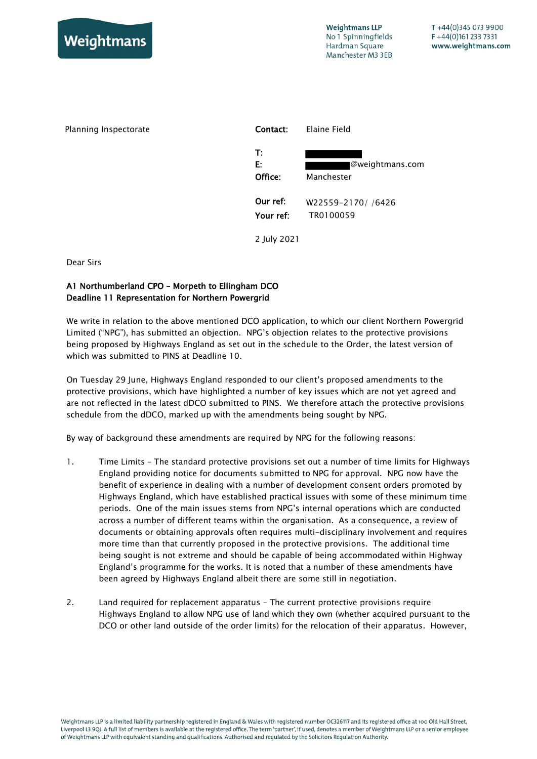Weightmans

Weightmans LLP
No 1 Spinningfields
Hardman Square
Manchester M3 3EB

T +44(0)345 073 9900
F +44(0)161 233 7331
www.weightmans.com

Planning Inspectorate

Contact: Elaine Field

T:
E: @weightmans.com
Office: Manchester

Our ref: W22559-2170/ /6426
Your ref: TR0100059

2 July 2021

Dear Sirs

**A1 Northumberland CPO – Morpeth to Ellingham DCO**
**Deadline 11 Representation for Northern Powergrid**

We write in relation to the above mentioned DCO application, to which our client Northern Powergrid Limited ("NPG"), has submitted an objection. NPG's objection relates to the protective provisions being proposed by Highways England as set out in the schedule to the Order, the latest version of which was submitted to PINS at Deadline 10.

On Tuesday 29 June, Highways England responded to our client's proposed amendments to the protective provisions, which have highlighted a number of key issues which are not yet agreed and are not reflected in the latest dDCO submitted to PINS. We therefore attach the protective provisions schedule from the dDCO, marked up with the amendments being sought by NPG.

By way of background these amendments are required by NPG for the following reasons:

1. Time Limits – The standard protective provisions set out a number of time limits for Highways England providing notice for documents submitted to NPG for approval. NPG now have the benefit of experience in dealing with a number of development consent orders promoted by Highways England, which have established practical issues with some of these minimum time periods. One of the main issues stems from NPG's internal operations which are conducted across a number of different teams within the organisation. As a consequence, a review of documents or obtaining approvals often requires multi-disciplinary involvement and requires more time than that currently proposed in the protective provisions. The additional time being sought is not extreme and should be capable of being accommodated within Highway England's programme for the works. It is noted that a number of these amendments have been agreed by Highways England albeit there are some still in negotiation.

2. Land required for replacement apparatus – The current protective provisions require Highways England to allow NPG use of land which they own (whether acquired pursuant to the DCO or other land outside of the order limits) for the relocation of their apparatus. However,

Weightmans LLP is a limited liability partnership registered in England & Wales with registered number OC326117 and its registered office at 100 Old Hall Street, Liverpool L3 9QJ. A full list of members is available at the registered office. The term 'partner', if used, denotes a member of Weightmans LLP or a senior employee of Weightmans LLP with equivalent standing and qualifications. Authorised and regulated by the Solicitors Regulation Authority.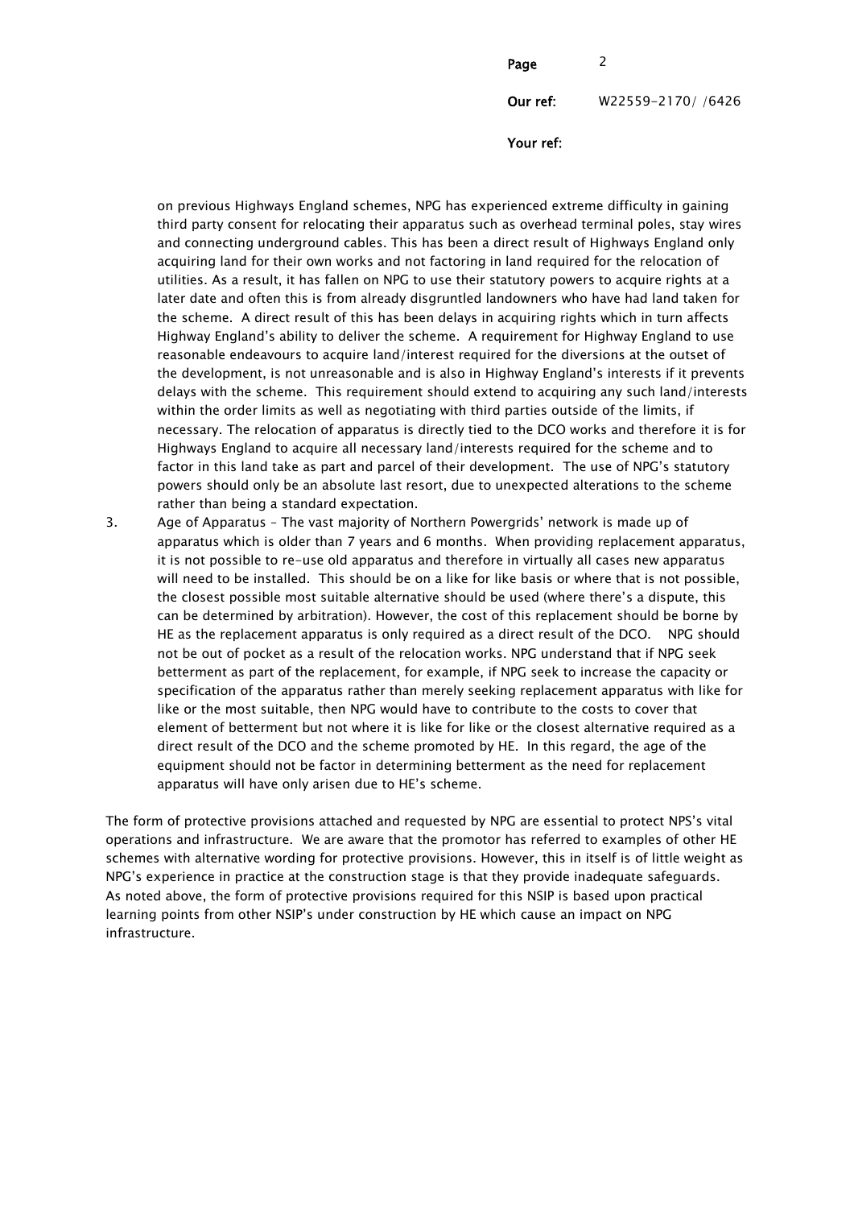on previous Highways England schemes, NPG has experienced extreme difficulty in gaining third party consent for relocating their apparatus such as overhead terminal poles, stay wires and connecting underground cables. This has been a direct result of Highways England only acquiring land for their own works and not factoring in land required for the relocation of utilities. As a result, it has fallen on NPG to use their statutory powers to acquire rights at a later date and often this is from already disgruntled landowners who have had land taken for the scheme. A direct result of this has been delays in acquiring rights which in turn affects Highway England's ability to deliver the scheme. A requirement for Highway England to use reasonable endeavours to acquire land/interest required for the diversions at the outset of the development, is not unreasonable and is also in Highway England's interests if it prevents delays with the scheme. This requirement should extend to acquiring any such land/interests within the order limits as well as negotiating with third parties outside of the limits, if necessary. The relocation of apparatus is directly tied to the DCO works and therefore it is for Highways England to acquire all necessary land/interests required for the scheme and to factor in this land take as part and parcel of their development. The use of NPG's statutory powers should only be an absolute last resort, due to unexpected alterations to the scheme rather than being a standard expectation.

3. Age of Apparatus – The vast majority of Northern Powergrids' network is made up of apparatus which is older than 7 years and 6 months. When providing replacement apparatus, it is not possible to re-use old apparatus and therefore in virtually all cases new apparatus will need to be installed. This should be on a like for like basis or where that is not possible, the closest possible most suitable alternative should be used (where there's a dispute, this can be determined by arbitration). However, the cost of this replacement should be borne by HE as the replacement apparatus is only required as a direct result of the DCO. NPG should not be out of pocket as a result of the relocation works. NPG understand that if NPG seek betterment as part of the replacement, for example, if NPG seek to increase the capacity or specification of the apparatus rather than merely seeking replacement apparatus with like for like or the most suitable, then NPG would have to contribute to the costs to cover that element of betterment but not where it is like for like or the closest alternative required as a direct result of the DCO and the scheme promoted by HE. In this regard, the age of the equipment should not be factor in determining betterment as the need for replacement apparatus will have only arisen due to HE's scheme.

The form of protective provisions attached and requested by NPG are essential to protect NPS's vital operations and infrastructure. We are aware that the promotor has referred to examples of other HE schemes with alternative wording for protective provisions. However, this in itself is of little weight as NPG's experience in practice at the construction stage is that they provide inadequate safeguards. As noted above, the form of protective provisions required for this NSIP is based upon practical learning points from other NSIP's under construction by HE which cause an impact on NPG infrastructure.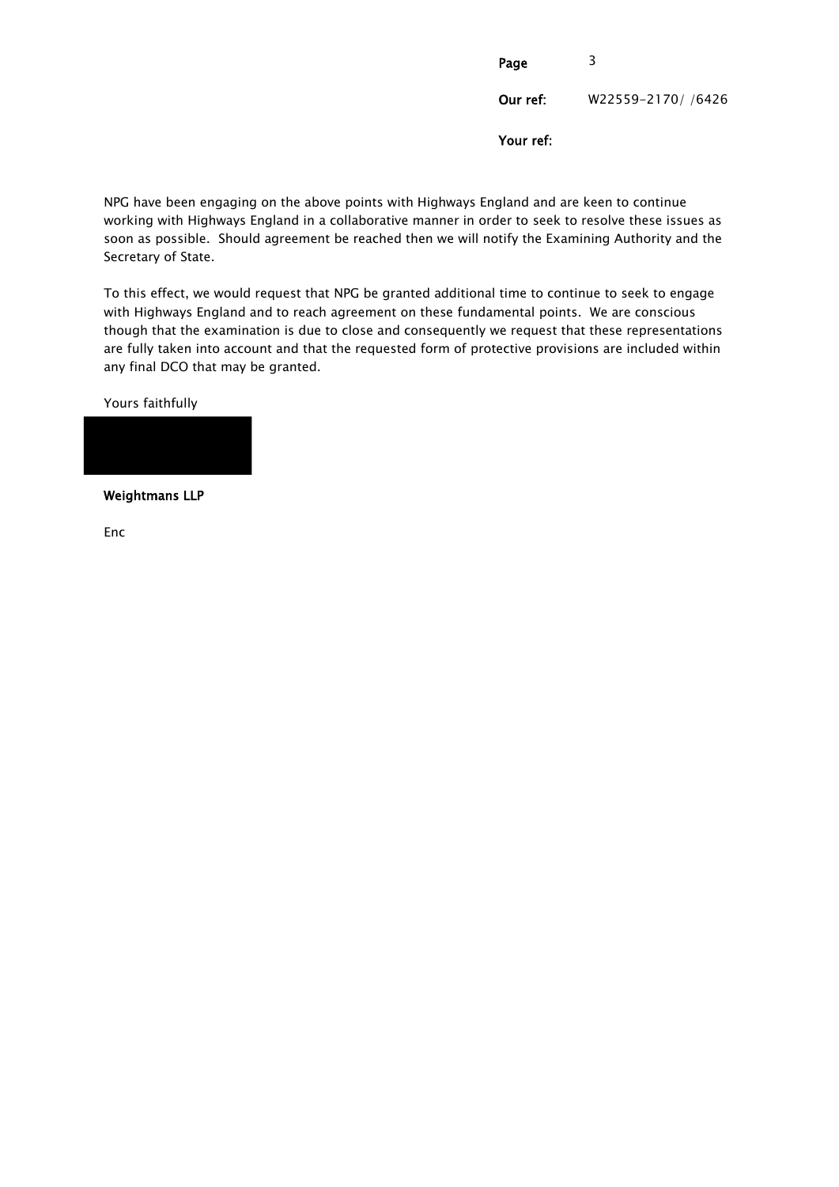Our ref: W22559-2170/ /6426

Your ref:

NPG have been engaging on the above points with Highways England and are keen to continue working with Highways England in a collaborative manner in order to seek to resolve these issues as soon as possible. Should agreement be reached then we will notify the Examining Authority and the Secretary of State.

To this effect, we would request that NPG be granted additional time to continue to seek to engage with Highways England and to reach agreement on these fundamental points. We are conscious though that the examination is due to close and consequently we request that these representations are fully taken into account and that the requested form of protective provisions are included within any final DCO that may be granted.

Yours faithfully

**Weightmans LLP**

Enc